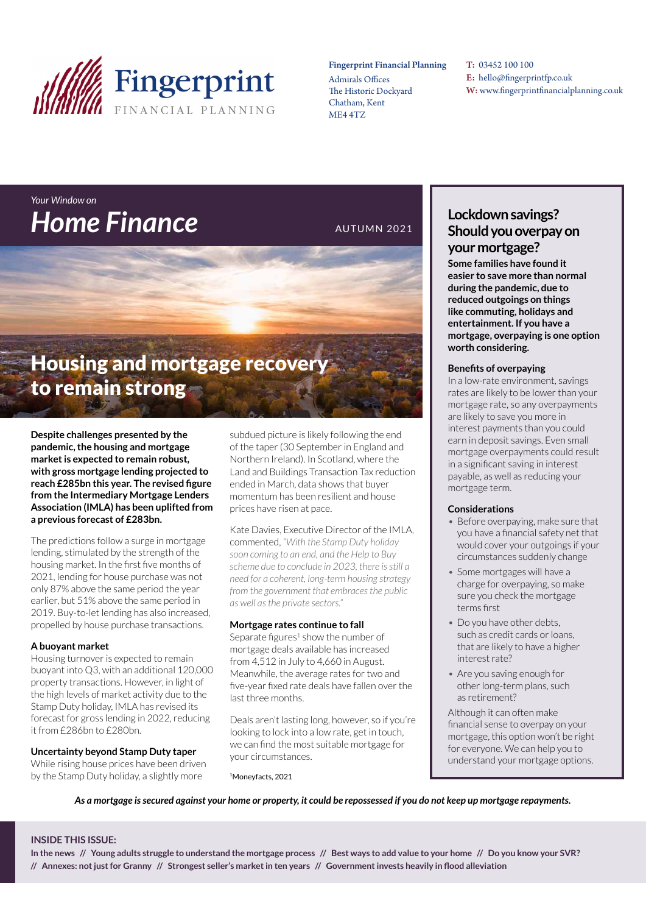**Fingerprint** FINANCIAL PLANNING

**Fingerprint Financial Planning**
Admirals Offices
The Historic Dockyard
Chatham, Kent
ME4 4TZ

**T:** 03452 100 100
**E:** hello@fingerprintfp.co.uk
**W:** www.fingerprintfinancialplanning.co.uk

*Your Window on*

# *Home Finance*

AUTUMN 2021

## Housing and mortgage recovery to remain strong

**Despite challenges presented by the pandemic, the housing and mortgage market is expected to remain robust, with gross mortgage lending projected to reach £285bn this year. The revised figure from the Intermediary Mortgage Lenders Association (IMLA) has been uplifted from a previous forecast of £283bn.**

The predictions follow a surge in mortgage lending, stimulated by the strength of the housing market. In the first five months of 2021, lending for house purchase was not only 87% above the same period the year earlier, but 51% above the same period in 2019. Buy-to-let lending has also increased, propelled by house purchase transactions.

### A buoyant market

Housing turnover is expected to remain buoyant into Q3, with an additional 120,000 property transactions. However, in light of the high levels of market activity due to the Stamp Duty holiday, IMLA has revised its forecast for gross lending in 2022, reducing it from £286bn to £280bn.

### Uncertainty beyond Stamp Duty taper

While rising house prices have been driven by the Stamp Duty holiday, a slightly more subdued picture is likely following the end of the taper (30 September in England and Northern Ireland). In Scotland, where the Land and Buildings Transaction Tax reduction ended in March, data shows that buyer momentum has been resilient and house prices have risen at pace.

Kate Davies, Executive Director of the IMLA, commented, *"With the Stamp Duty holiday soon coming to an end, and the Help to Buy scheme due to conclude in 2023, there is still a need for a coherent, long-term housing strategy from the government that embraces the public as well as the private sectors."*

### Mortgage rates continue to fall

Separate figures[1] show the number of mortgage deals available has increased from 4,512 in July to 4,660 in August. Meanwhile, the average rates for two and five-year fixed rate deals have fallen over the last three months.

Deals aren't lasting long, however, so if you're looking to lock into a low rate, get in touch, we can find the most suitable mortgage for your circumstances.

[1]Moneyfacts, 2021

## Lockdown savings? Should you overpay on your mortgage?

**Some families have found it easier to save more than normal during the pandemic, due to reduced outgoings on things like commuting, holidays and entertainment. If you have a mortgage, overpaying is one option worth considering.**

### Benefits of overpaying

In a low-rate environment, savings rates are likely to be lower than your mortgage rate, so any overpayments are likely to save you more in interest payments than you could earn in deposit savings. Even small mortgage overpayments could result in a significant saving in interest payable, as well as reducing your mortgage term.

### Considerations

- Before overpaying, make sure that you have a financial safety net that would cover your outgoings if your circumstances suddenly change
- Some mortgages will have a charge for overpaying, so make sure you check the mortgage terms first
- Do you have other debts, such as credit cards or loans, that are likely to have a higher interest rate?
- Are you saving enough for other long-term plans, such as retirement?

Although it can often make financial sense to overpay on your mortgage, this option won't be right for everyone. We can help you to understand your mortgage options.

***As a mortgage is secured against your home or property, it could be repossessed if you do not keep up mortgage repayments.***

**INSIDE THIS ISSUE:**

**In the news // Young adults struggle to understand the mortgage process // Best ways to add value to your home // Do you know your SVR? // Annexes: not just for Granny // Strongest seller's market in ten years // Government invests heavily in flood alleviation**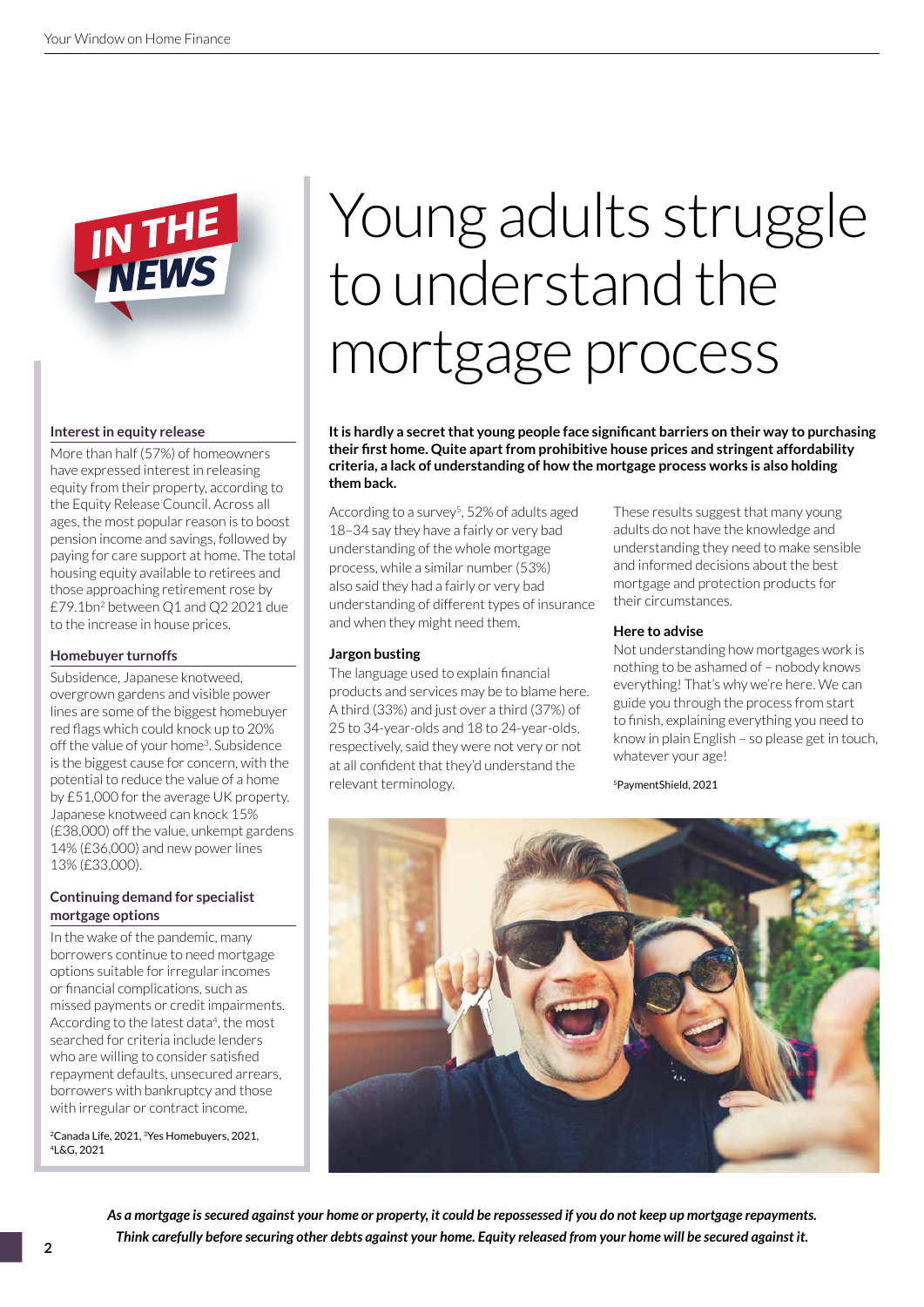# Young adults struggle to understand the mortgage process

**It is hardly a secret that young people face significant barriers on their way to purchasing their first home. Quite apart from prohibitive house prices and stringent affordability criteria, a lack of understanding of how the mortgage process works is also holding them back.**

According to a survey[5], 52% of adults aged 18–34 say they have a fairly or very bad understanding of the whole mortgage process, while a similar number (53%) also said they had a fairly or very bad understanding of different types of insurance and when they might need them.

### Jargon busting

The language used to explain financial products and services may be to blame here. A third (33%) and just over a third (37%) of 25 to 34-year-olds and 18 to 24-year-olds, respectively, said they were not very or not at all confident that they'd understand the relevant terminology.

These results suggest that many young adults do not have the knowledge and understanding they need to make sensible and informed decisions about the best mortgage and protection products for their circumstances.

### Here to advise

Not understanding how mortgages work is nothing to be ashamed of – nobody knows everything! That's why we're here. We can guide you through the process from start to finish, explaining everything you need to know in plain English – so please get in touch, whatever your age!

[5]PaymentShield, 2021

## IN THE NEWS

### Interest in equity release

More than half (57%) of homeowners have expressed interest in releasing equity from their property, according to the Equity Release Council. Across all ages, the most popular reason is to boost pension income and savings, followed by paying for care support at home. The total housing equity available to retirees and those approaching retirement rose by £79.1bn[2] between Q1 and Q2 2021 due to the increase in house prices.

### Homebuyer turnoffs

Subsidence, Japanese knotweed, overgrown gardens and visible power lines are some of the biggest homebuyer red flags which could knock up to 20% off the value of your home[3]. Subsidence is the biggest cause for concern, with the potential to reduce the value of a home by £51,000 for the average UK property. Japanese knotweed can knock 15% (£38,000) off the value, unkempt gardens 14% (£36,000) and new power lines 13% (£33,000).

### Continuing demand for specialist mortgage options

In the wake of the pandemic, many borrowers continue to need mortgage options suitable for irregular incomes or financial complications, such as missed payments or credit impairments. According to the latest data[4], the most searched for criteria include lenders who are willing to consider satisfied repayment defaults, unsecured arrears, borrowers with bankruptcy and those with irregular or contract income.

[2]Canada Life, 2021, [3]Yes Homebuyers, 2021, [4]L&G, 2021

***As a mortgage is secured against your home or property, it could be repossessed if you do not keep up mortgage repayments. Think carefully before securing other debts against your home. Equity released from your home will be secured against it.***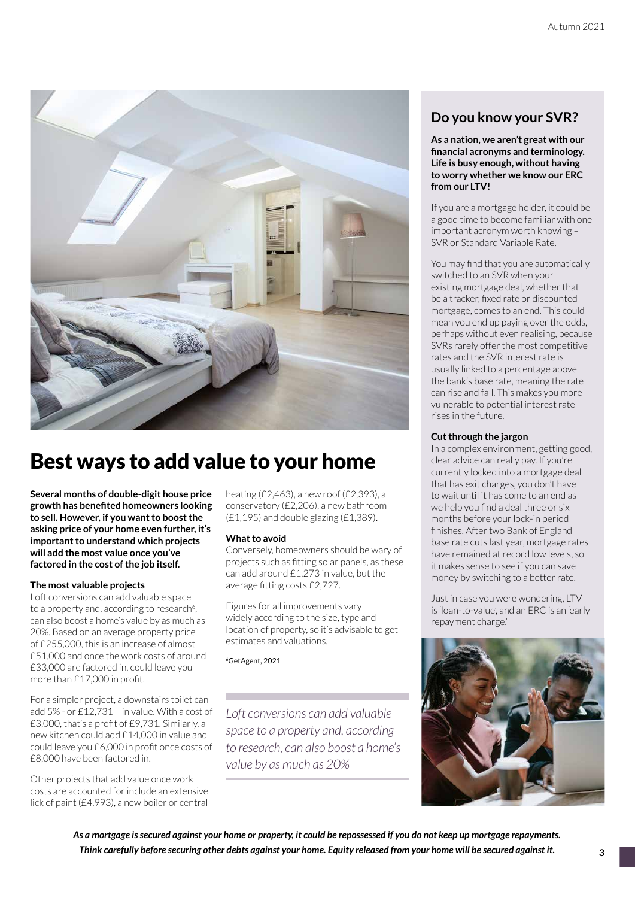# Best ways to add value to your home

**Several months of double-digit house price growth has benefited homeowners looking to sell. However, if you want to boost the asking price of your home even further, it's important to understand which projects will add the most value once you've factored in the cost of the job itself.**

### The most valuable projects

Loft conversions can add valuable space to a property and, according to research[6], can also boost a home's value by as much as 20%. Based on an average property price of £255,000, this is an increase of almost £51,000 and once the work costs of around £33,000 are factored in, could leave you more than £17,000 in profit.

For a simpler project, a downstairs toilet can add 5% - or £12,731 – in value. With a cost of £3,000, that's a profit of £9,731. Similarly, a new kitchen could add £14,000 in value and could leave you £6,000 in profit once costs of £8,000 have been factored in.

Other projects that add value once work costs are accounted for include an extensive lick of paint (£4,993), a new boiler or central heating (£2,463), a new roof (£2,393), a conservatory (£2,206), a new bathroom (£1,195) and double glazing (£1,389).

### What to avoid

Conversely, homeowners should be wary of projects such as fitting solar panels, as these can add around £1,273 in value, but the average fitting costs £2,727.

Figures for all improvements vary widely according to the size, type and location of property, so it's advisable to get estimates and valuations.

[6]GetAgent, 2021

*Loft conversions can add valuable space to a property and, according to research, can also boost a home's value by as much as 20%*

## Do you know your SVR?

**As a nation, we aren't great with our financial acronyms and terminology. Life is busy enough, without having to worry whether we know our ERC from our LTV!**

If you are a mortgage holder, it could be a good time to become familiar with one important acronym worth knowing – SVR or Standard Variable Rate.

You may find that you are automatically switched to an SVR when your existing mortgage deal, whether that be a tracker, fixed rate or discounted mortgage, comes to an end. This could mean you end up paying over the odds, perhaps without even realising, because SVRs rarely offer the most competitive rates and the SVR interest rate is usually linked to a percentage above the bank's base rate, meaning the rate can rise and fall. This makes you more vulnerable to potential interest rate rises in the future.

### Cut through the jargon

In a complex environment, getting good, clear advice can really pay. If you're currently locked into a mortgage deal that has exit charges, you don't have to wait until it has come to an end as we help you find a deal three or six months before your lock-in period finishes. After two Bank of England base rate cuts last year, mortgage rates have remained at record low levels, so it makes sense to see if you can save money by switching to a better rate.

Just in case you were wondering, LTV is 'loan-to-value', and an ERC is an 'early repayment charge.'

***As a mortgage is secured against your home or property, it could be repossessed if you do not keep up mortgage repayments. Think carefully before securing other debts against your home. Equity released from your home will be secured against it.***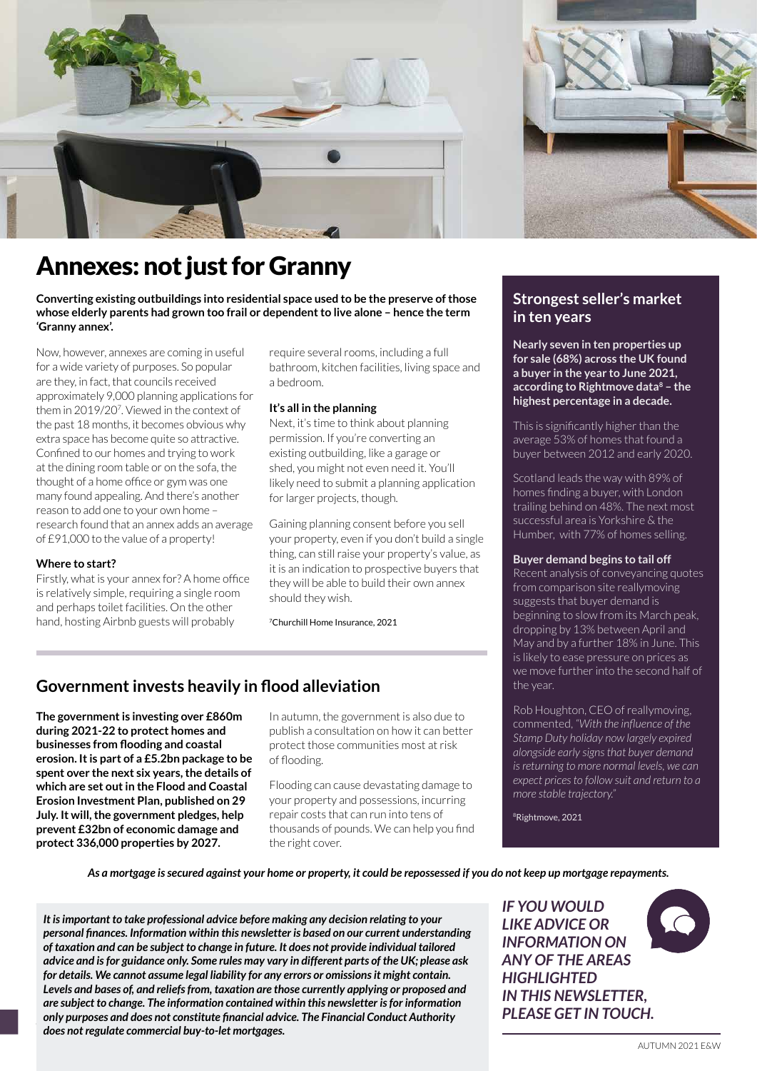# Annexes: not just for Granny

**Converting existing outbuildings into residential space used to be the preserve of those whose elderly parents had grown too frail or dependent to live alone – hence the term 'Granny annex'.**

Now, however, annexes are coming in useful for a wide variety of purposes. So popular are they, in fact, that councils received approximately 9,000 planning applications for them in 2019/20[7]. Viewed in the context of the past 18 months, it becomes obvious why extra space has become quite so attractive. Confined to our homes and trying to work at the dining room table or on the sofa, the thought of a home office or gym was one many found appealing. And there's another reason to add one to your own home – research found that an annex adds an average of £91,000 to the value of a property!

### Where to start?

Firstly, what is your annex for? A home office is relatively simple, requiring a single room and perhaps toilet facilities. On the other hand, hosting Airbnb guests will probably require several rooms, including a full bathroom, kitchen facilities, living space and a bedroom.

### It's all in the planning

Next, it's time to think about planning permission. If you're converting an existing outbuilding, like a garage or shed, you might not even need it. You'll likely need to submit a planning application for larger projects, though.

Gaining planning consent before you sell your property, even if you don't build a single thing, can still raise your property's value, as it is an indication to prospective buyers that they will be able to build their own annex should they wish.

[7]Churchill Home Insurance, 2021

## Government invests heavily in flood alleviation

**The government is investing over £860m during 2021-22 to protect homes and businesses from flooding and coastal erosion. It is part of a £5.2bn package to be spent over the next six years, the details of which are set out in the Flood and Coastal Erosion Investment Plan, published on 29 July. It will, the government pledges, help prevent £32bn of economic damage and protect 336,000 properties by 2027.**

In autumn, the government is also due to publish a consultation on how it can better protect those communities most at risk of flooding.

Flooding can cause devastating damage to your property and possessions, incurring repair costs that can run into tens of thousands of pounds. We can help you find the right cover.

## Strongest seller's market in ten years

**Nearly seven in ten properties up for sale (68%) across the UK found a buyer in the year to June 2021, according to Rightmove data[8] – the highest percentage in a decade.**

This is significantly higher than the average 53% of homes that found a buyer between 2012 and early 2020.

Scotland leads the way with 89% of homes finding a buyer, with London trailing behind on 48%. The next most successful area is Yorkshire & the Humber, with 77% of homes selling.

### Buyer demand begins to tail off

Recent analysis of conveyancing quotes from comparison site reallymoving suggests that buyer demand is beginning to slow from its March peak, dropping by 13% between April and May and by a further 18% in June. This is likely to ease pressure on prices as we move further into the second half of the year.

Rob Houghton, CEO of reallymoving, commented, *"With the influence of the Stamp Duty holiday now largely expired alongside early signs that buyer demand is returning to more normal levels, we can expect prices to follow suit and return to a more stable trajectory."*

[8]Rightmove, 2021

***As a mortgage is secured against your home or property, it could be repossessed if you do not keep up mortgage repayments.***

***It is important to take professional advice before making any decision relating to your personal finances. Information within this newsletter is based on our current understanding of taxation and can be subject to change in future. It does not provide individual tailored advice and is for guidance only. Some rules may vary in different parts of the UK; please ask for details. We cannot assume legal liability for any errors or omissions it might contain. Levels and bases of, and reliefs from, taxation are those currently applying or proposed and are subject to change. The information contained within this newsletter is for information only purposes and does not constitute financial advice. The Financial Conduct Authority does not regulate commercial buy-to-let mortgages.***

***IF YOU WOULD LIKE ADVICE OR INFORMATION ON ANY OF THE AREAS HIGHLIGHTED IN THIS NEWSLETTER, PLEASE GET IN TOUCH.***